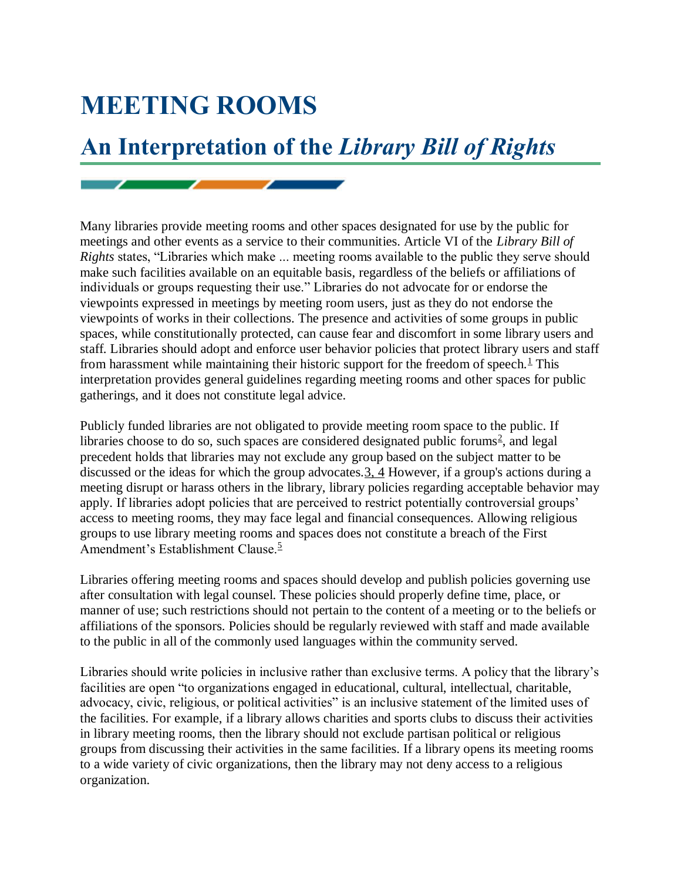# MEETING ROOMS

## An Interpretation of the *Library Bill of Rights*

Many libraries provide meeting rooms and other spaces designated for use by the public for meetings and other events as a service to their communities. Article VI of the *Library Bill of Rights* states, "Libraries which make ... meeting rooms available to the public they serve should make such facilities available on an equitable basis, regardless of the beliefs or affiliations of individuals or groups requesting their use." Libraries do not advocate for or endorse the viewpoints expressed in meetings by meeting room users, just as they do not endorse the viewpoints of works in their collections. The presence and activities of some groups in public spaces, while constitutionally protected, can cause fear and discomfort in some library users and staff. Libraries should adopt and enforce user behavior policies that protect library users and staff from harassment while maintaining their historic support for the freedom of speech.[1] This interpretation provides general guidelines regarding meeting rooms and other spaces for public gatherings, and it does not constitute legal advice.

Publicly funded libraries are not obligated to provide meeting room space to the public. If libraries choose to do so, such spaces are considered designated public forums[2], and legal precedent holds that libraries may not exclude any group based on the subject matter to be discussed or the ideas for which the group advocates.[3, 4] However, if a group's actions during a meeting disrupt or harass others in the library, library policies regarding acceptable behavior may apply. If libraries adopt policies that are perceived to restrict potentially controversial groups' access to meeting rooms, they may face legal and financial consequences. Allowing religious groups to use library meeting rooms and spaces does not constitute a breach of the First Amendment's Establishment Clause.[5]

Libraries offering meeting rooms and spaces should develop and publish policies governing use after consultation with legal counsel. These policies should properly define time, place, or manner of use; such restrictions should not pertain to the content of a meeting or to the beliefs or affiliations of the sponsors. Policies should be regularly reviewed with staff and made available to the public in all of the commonly used languages within the community served.

Libraries should write policies in inclusive rather than exclusive terms. A policy that the library's facilities are open "to organizations engaged in educational, cultural, intellectual, charitable, advocacy, civic, religious, or political activities" is an inclusive statement of the limited uses of the facilities. For example, if a library allows charities and sports clubs to discuss their activities in library meeting rooms, then the library should not exclude partisan political or religious groups from discussing their activities in the same facilities. If a library opens its meeting rooms to a wide variety of civic organizations, then the library may not deny access to a religious organization.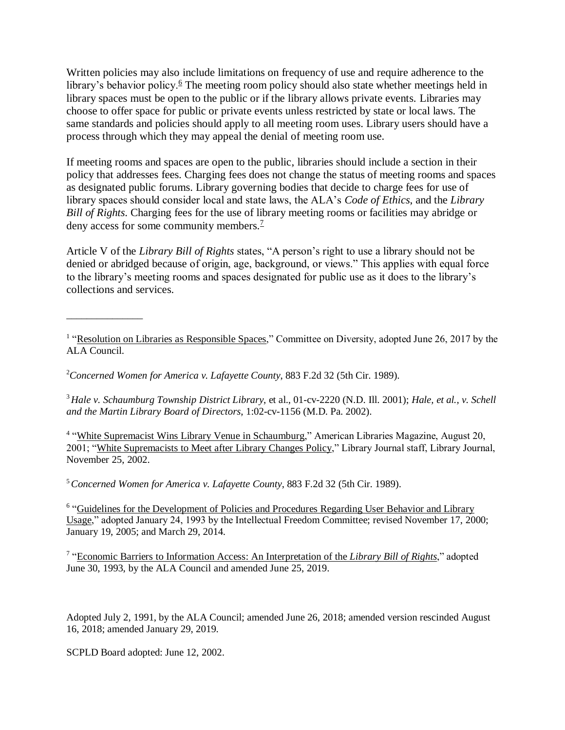Written policies may also include limitations on frequency of use and require adherence to the library's behavior policy.[6] The meeting room policy should also state whether meetings held in library spaces must be open to the public or if the library allows private events. Libraries may choose to offer space for public or private events unless restricted by state or local laws. The same standards and policies should apply to all meeting room uses. Library users should have a process through which they may appeal the denial of meeting room use.

If meeting rooms and spaces are open to the public, libraries should include a section in their policy that addresses fees. Charging fees does not change the status of meeting rooms and spaces as designated public forums. Library governing bodies that decide to charge fees for use of library spaces should consider local and state laws, the ALA's *Code of Ethics*, and the *Library Bill of Rights*. Charging fees for the use of library meeting rooms or facilities may abridge or deny access for some community members.[7]

Article V of the *Library Bill of Rights* states, "A person's right to use a library should not be denied or abridged because of origin, age, background, or views." This applies with equal force to the library's meeting rooms and spaces designated for public use as it does to the library's collections and services.

---

[1] "Resolution on Libraries as Responsible Spaces," Committee on Diversity, adopted June 26, 2017 by the ALA Council.

[2] *Concerned Women for America v. Lafayette County*, 883 F.2d 32 (5th Cir. 1989).

[3] *Hale v. Schaumburg Township District Library*, et al., 01-cv-2220 (N.D. Ill. 2001); *Hale, et al., v. Schell and the Martin Library Board of Directors*, 1:02-cv-1156 (M.D. Pa. 2002).

[4] "White Supremacist Wins Library Venue in Schaumburg," American Libraries Magazine, August 20, 2001; "White Supremacists to Meet after Library Changes Policy," Library Journal staff, Library Journal, November 25, 2002.

[5] *Concerned Women for America v. Lafayette County*, 883 F.2d 32 (5th Cir. 1989).

[6] "Guidelines for the Development of Policies and Procedures Regarding User Behavior and Library Usage," adopted January 24, 1993 by the Intellectual Freedom Committee; revised November 17, 2000; January 19, 2005; and March 29, 2014.

[7] "Economic Barriers to Information Access: An Interpretation of the *Library Bill of Rights*," adopted June 30, 1993, by the ALA Council and amended June 25, 2019.

Adopted July 2, 1991, by the ALA Council; amended June 26, 2018; amended version rescinded August 16, 2018; amended January 29, 2019.

SCPLD Board adopted: June 12, 2002.